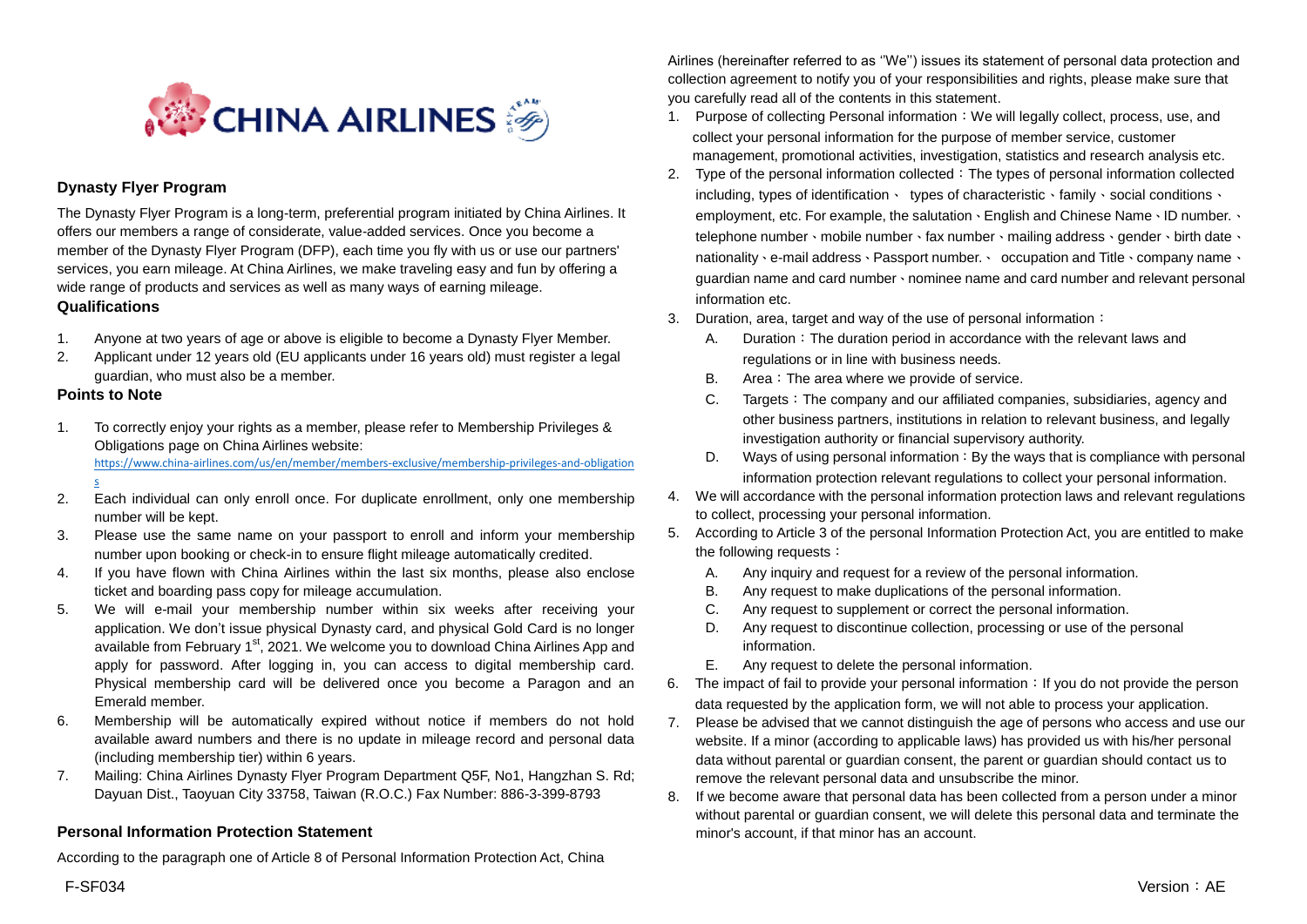CHINA AIRLINES

## Dynasty Flyer Program

The Dynasty Flyer Program is a long-term, preferential program initiated by China Airlines. It offers our members a range of considerate, value-added services. Once you become a member of the Dynasty Flyer Program (DFP), each time you fly with us or use our partners' services, you earn mileage. At China Airlines, we make traveling easy and fun by offering a wide range of products and services as well as many ways of earning mileage.

### Qualifications

1. Anyone at two years of age or above is eligible to become a Dynasty Flyer Member.
2. Applicant under 12 years old (EU applicants under 16 years old) must register a legal guardian, who must also be a member.

### Points to Note

1. To correctly enjoy your rights as a member, please refer to Membership Privileges & Obligations page on China Airlines website: https://www.china-airlines.com/us/en/member/members-exclusive/membership-privileges-and-obligations
2. Each individual can only enroll once. For duplicate enrollment, only one membership number will be kept.
3. Please use the same name on your passport to enroll and inform your membership number upon booking or check-in to ensure flight mileage automatically credited.
4. If you have flown with China Airlines within the last six months, please also enclose ticket and boarding pass copy for mileage accumulation.
5. We will e-mail your membership number within six weeks after receiving your application. We don't issue physical Dynasty card, and physical Gold Card is no longer available from February 1st, 2021. We welcome you to download China Airlines App and apply for password. After logging in, you can access to digital membership card. Physical membership card will be delivered once you become a Paragon and an Emerald member.
6. Membership will be automatically expired without notice if members do not hold available award numbers and there is no update in mileage record and personal data (including membership tier) within 6 years.
7. Mailing: China Airlines Dynasty Flyer Program Department Q5F, No1, Hangzhan S. Rd; Dayuan Dist., Taoyuan City 33758, Taiwan (R.O.C.) Fax Number: 886-3-399-8793

### Personal Information Protection Statement

According to the paragraph one of Article 8 of Personal Information Protection Act, China Airlines (hereinafter referred to as ''We'') issues its statement of personal data protection and collection agreement to notify you of your responsibilities and rights, please make sure that you carefully read all of the contents in this statement.

1. Purpose of collecting Personal information：We will legally collect, process, use, and collect your personal information for the purpose of member service, customer management, promotional activities, investigation, statistics and research analysis etc.
2. Type of the personal information collected：The types of personal information collected including, types of identification、 types of characteristic、family、social conditions、employment, etc. For example, the salutation、English and Chinese Name、ID number.、telephone number、mobile number、fax number、mailing address、gender、birth date、nationality、e-mail address、Passport number.、 occupation and Title、company name、guardian name and card number、nominee name and card number and relevant personal information etc.
3. Duration, area, target and way of the use of personal information：
   - A. Duration：The duration period in accordance with the relevant laws and regulations or in line with business needs.
   - B. Area：The area where we provide of service.
   - C. Targets：The company and our affiliated companies, subsidiaries, agency and other business partners, institutions in relation to relevant business, and legally investigation authority or financial supervisory authority.
   - D. Ways of using personal information：By the ways that is compliance with personal information protection relevant regulations to collect your personal information.
4. We will accordance with the personal information protection laws and relevant regulations to collect, processing your personal information.
5. According to Article 3 of the personal Information Protection Act, you are entitled to make the following requests：
   - A. Any inquiry and request for a review of the personal information.
   - B. Any request to make duplications of the personal information.
   - C. Any request to supplement or correct the personal information.
   - D. Any request to discontinue collection, processing or use of the personal information.
   - E. Any request to delete the personal information.
6. The impact of fail to provide your personal information：If you do not provide the person data requested by the application form, we will not able to process your application.
7. Please be advised that we cannot distinguish the age of persons who access and use our website. If a minor (according to applicable laws) has provided us with his/her personal data without parental or guardian consent, the parent or guardian should contact us to remove the relevant personal data and unsubscribe the minor.
8. If we become aware that personal data has been collected from a person under a minor without parental or guardian consent, we will delete this personal data and terminate the minor's account, if that minor has an account.

F-SF034 Version：AE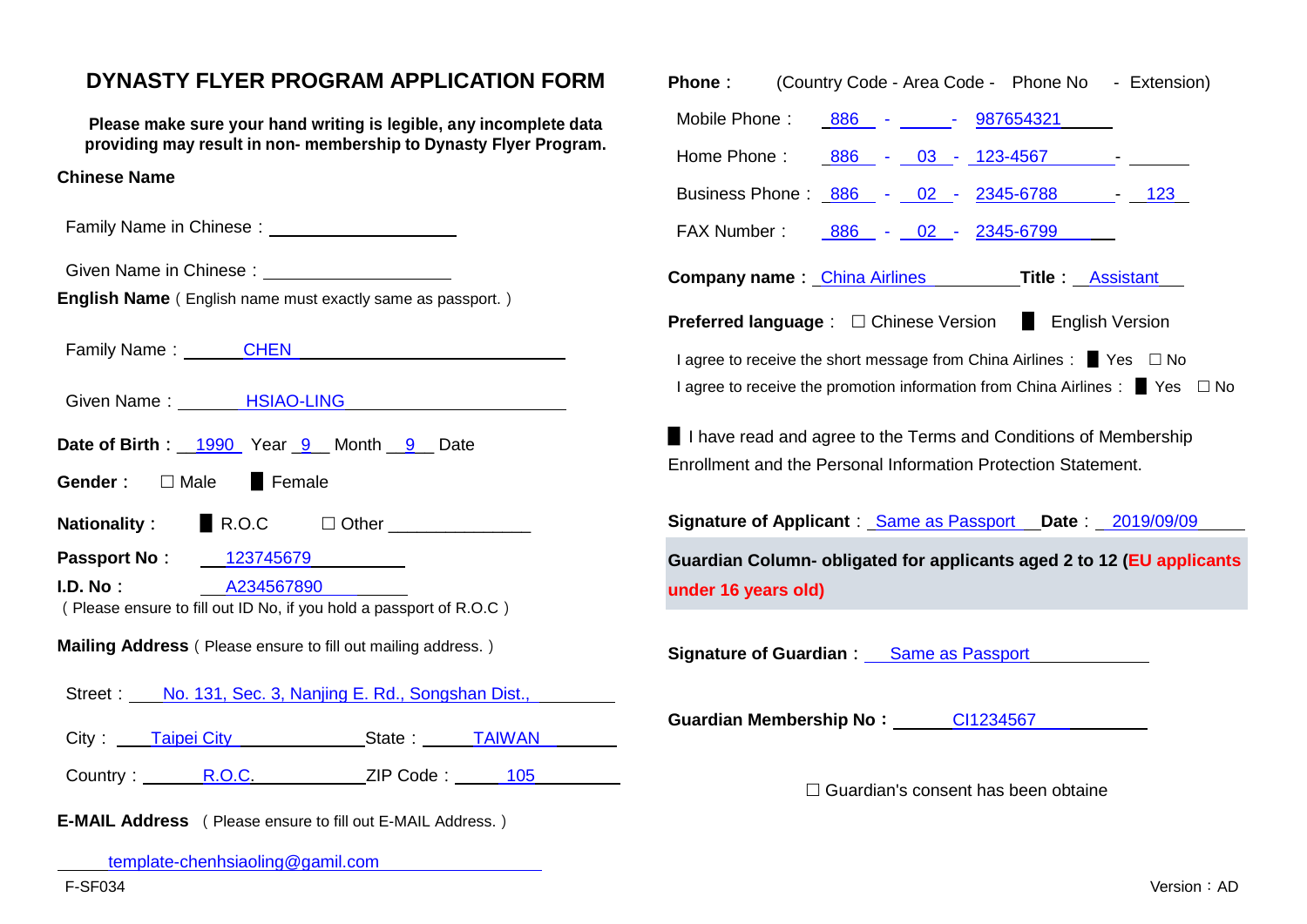# DYNASTY FLYER PROGRAM APPLICATION FORM

**Please make sure your hand writing is legible, any incomplete data providing may result in non- membership to Dynasty Flyer Program.**

**Chinese Name**

Family Name in Chinese：

Given Name in Chinese：

**English Name** ( English name must exactly same as passport. )

Family Name： CHEN

Given Name： HSIAO-LING

**Date of Birth**： 1990 Year 9 Month 9 Date

**Gender**： ☐ Male ■ Female

**Nationality**： ■ R.O.C ☐ Other

**Passport No**： 123745679

**I.D. No**： A234567890

( Please ensure to fill out ID No, if you hold a passport of R.O.C )

**Mailing Address** ( Please ensure to fill out mailing address. )

Street： No. 131, Sec. 3, Nanjing E. Rd., Songshan Dist.,

City： Taipei City State： TAIWAN

Country： R.O.C. ZIP Code： 105

**E-MAIL Address** ( Please ensure to fill out E-MAIL Address. )

template-chenhsiaoling@gamil.com

**Phone**： (Country Code - Area Code - Phone No - Extension)

Mobile Phone： 886 - - 987654321

Home Phone： 886 - 03 - 123-4567 -

Business Phone： 886 - 02 - 2345-6788 - 123

FAX Number： 886 - 02 - 2345-6799

**Company name**： China Airlines **Title**： Assistant

**Preferred language**： ☐ Chinese Version ■ English Version

I agree to receive the short message from China Airlines： ■ Yes ☐ No

I agree to receive the promotion information from China Airlines： ■ Yes ☐ No

■ I have read and agree to the Terms and Conditions of Membership Enrollment and the Personal Information Protection Statement.

**Signature of Applicant**： Same as Passport **Date**： 2019/09/09

**Guardian Column- obligated for applicants aged 2 to 12 (EU applicants under 16 years old)**

**Signature of Guardian**： Same as Passport

**Guardian Membership No**： CI1234567

☐ Guardian's consent has been obtaine

F-SF034

Version：AD